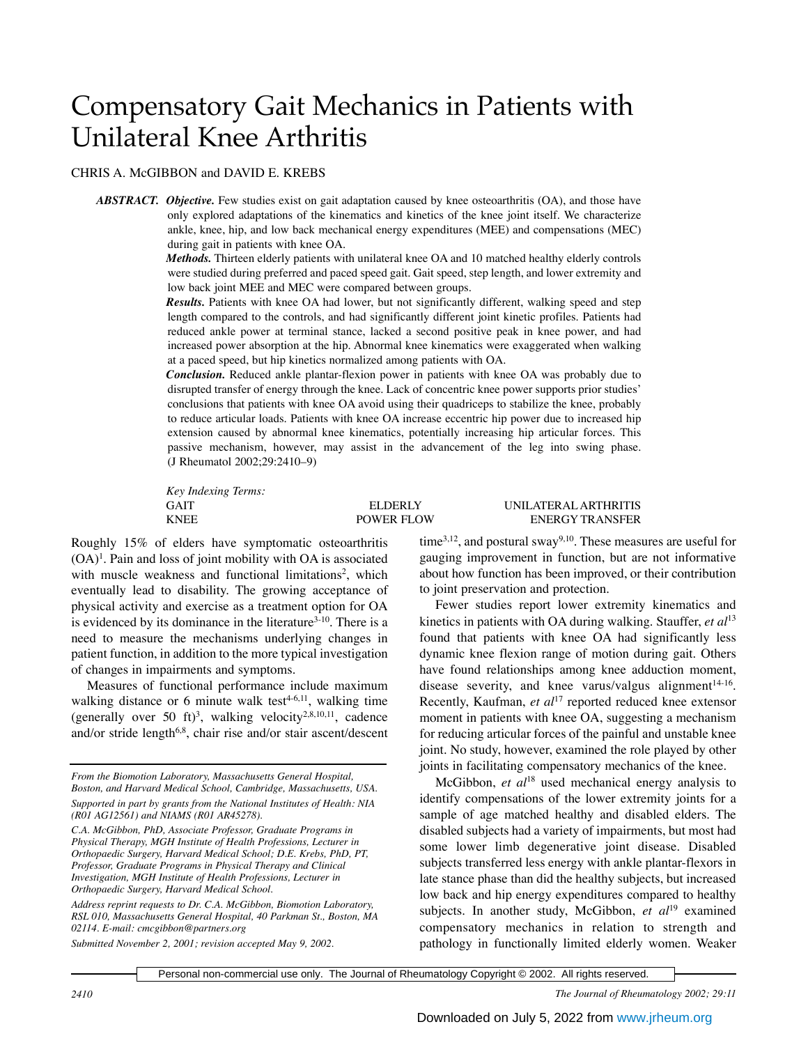# Compensatory Gait Mechanics in Patients with Unilateral Knee Arthritis

CHRIS A. McGIBBON and DAVID E. KREBS

***ABSTRACT.*** ***Objective.*** Few studies exist on gait adaptation caused by knee osteoarthritis (OA), and those have only explored adaptations of the kinematics and kinetics of the knee joint itself. We characterize ankle, knee, hip, and low back mechanical energy expenditures (MEE) and compensations (MEC) during gait in patients with knee OA.

***Methods.*** Thirteen elderly patients with unilateral knee OA and 10 matched healthy elderly controls were studied during preferred and paced speed gait. Gait speed, step length, and lower extremity and low back joint MEE and MEC were compared between groups.

***Results.*** Patients with knee OA had lower, but not significantly different, walking speed and step length compared to the controls, and had significantly different joint kinetic profiles. Patients had reduced ankle power at terminal stance, lacked a second positive peak in knee power, and had increased power absorption at the hip. Abnormal knee kinematics were exaggerated when walking at a paced speed, but hip kinetics normalized among patients with OA.

***Conclusion.*** Reduced ankle plantar-flexion power in patients with knee OA was probably due to disrupted transfer of energy through the knee. Lack of concentric knee power supports prior studies' conclusions that patients with knee OA avoid using their quadriceps to stabilize the knee, probably to reduce articular loads. Patients with knee OA increase eccentric hip power due to increased hip extension caused by abnormal knee kinematics, potentially increasing hip articular forces. This passive mechanism, however, may assist in the advancement of the leg into swing phase. (J Rheumatol 2002;29:2410–9)

*Key Indexing Terms:*

GAIT | ELDERLY | UNILATERAL ARTHRITIS
KNEE | POWER FLOW | ENERGY TRANSFER

Roughly 15% of elders have symptomatic osteoarthritis (OA)[1]. Pain and loss of joint mobility with OA is associated with muscle weakness and functional limitations[2], which eventually lead to disability. The growing acceptance of physical activity and exercise as a treatment option for OA is evidenced by its dominance in the literature[3-10]. There is a need to measure the mechanisms underlying changes in patient function, in addition to the more typical investigation of changes in impairments and symptoms.

Measures of functional performance include maximum walking distance or 6 minute walk test[4-6,11], walking time (generally over 50 ft)[3], walking velocity[2,8,10,11], cadence and/or stride length[6,8], chair rise and/or stair ascent/descent time[3,12], and postural sway[9,10]. These measures are useful for gauging improvement in function, but are not informative about how function has been improved, or their contribution to joint preservation and protection.

Fewer studies report lower extremity kinematics and kinetics in patients with OA during walking. Stauffer, *et al*[13] found that patients with knee OA had significantly less dynamic knee flexion range of motion during gait. Others have found relationships among knee adduction moment, disease severity, and knee varus/valgus alignment[14-16]. Recently, Kaufman, *et al*[17] reported reduced knee extensor moment in patients with knee OA, suggesting a mechanism for reducing articular forces of the painful and unstable knee joint. No study, however, examined the role played by other joints in facilitating compensatory mechanics of the knee.

McGibbon, *et al*[18] used mechanical energy analysis to identify compensations of the lower extremity joints for a sample of age matched healthy and disabled elders. The disabled subjects had a variety of impairments, but most had some lower limb degenerative joint disease. Disabled subjects transferred less energy with ankle plantar-flexors in late stance phase than did the healthy subjects, but increased low back and hip energy expenditures compared to healthy subjects. In another study, McGibbon, *et al*[19] examined compensatory mechanics in relation to strength and pathology in functionally limited elderly women. Weaker

*From the Biomotion Laboratory, Massachusetts General Hospital, Boston, and Harvard Medical School, Cambridge, Massachusetts, USA.*

*Supported in part by grants from the National Institutes of Health: NIA (R01 AG12561) and NIAMS (R01 AR45278).*

*C.A. McGibbon, PhD, Associate Professor, Graduate Programs in Physical Therapy, MGH Institute of Health Professions, Lecturer in Orthopaedic Surgery, Harvard Medical School; D.E. Krebs, PhD, PT, Professor, Graduate Programs in Physical Therapy and Clinical Investigation, MGH Institute of Health Professions, Lecturer in Orthopaedic Surgery, Harvard Medical School.*

*Address reprint requests to Dr. C.A. McGibbon, Biomotion Laboratory, RSL 010, Massachusetts General Hospital, 40 Parkman St., Boston, MA 02114. E-mail: cmcgibbon@partners.org*

*Submitted November 2, 2001; revision accepted May 9, 2002.*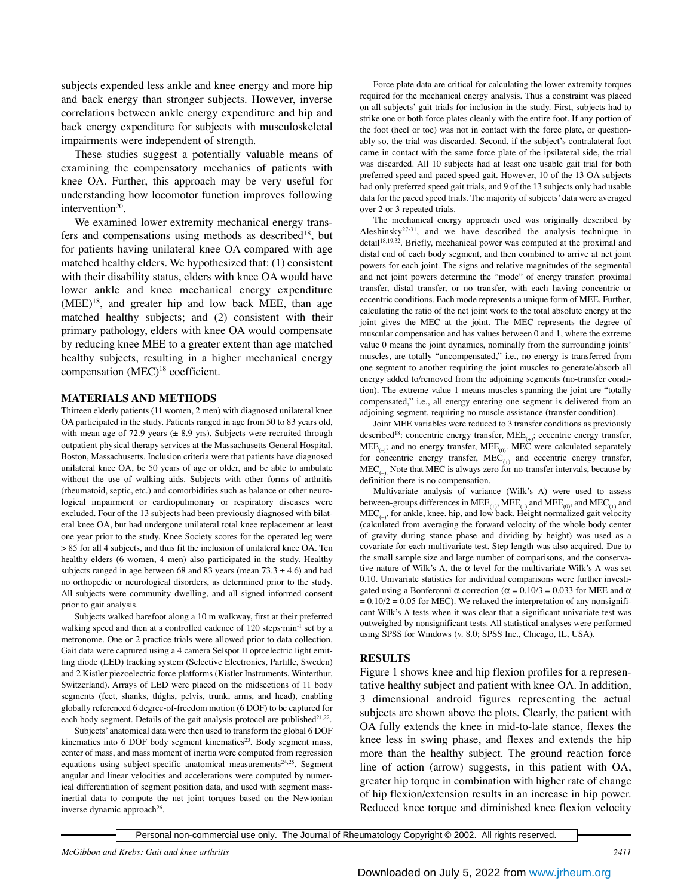subjects expended less ankle and knee energy and more hip and back energy than stronger subjects. However, inverse correlations between ankle energy expenditure and hip and back energy expenditure for subjects with musculoskeletal impairments were independent of strength.

These studies suggest a potentially valuable means of examining the compensatory mechanics of patients with knee OA. Further, this approach may be very useful for understanding how locomotor function improves following intervention[20].

We examined lower extremity mechanical energy transfers and compensations using methods as described[18], but for patients having unilateral knee OA compared with age matched healthy elders. We hypothesized that: (1) consistent with their disability status, elders with knee OA would have lower ankle and knee mechanical energy expenditure (MEE)[18], and greater hip and low back MEE, than age matched healthy subjects; and (2) consistent with their primary pathology, elders with knee OA would compensate by reducing knee MEE to a greater extent than age matched healthy subjects, resulting in a higher mechanical energy compensation (MEC)[18] coefficient.

## MATERIALS AND METHODS

Thirteen elderly patients (11 women, 2 men) with diagnosed unilateral knee OA participated in the study. Patients ranged in age from 50 to 83 years old, with mean age of 72.9 years (± 8.9 yrs). Subjects were recruited through outpatient physical therapy services at the Massachusetts General Hospital, Boston, Massachusetts. Inclusion criteria were that patients have diagnosed unilateral knee OA, be 50 years of age or older, and be able to ambulate without the use of walking aids. Subjects with other forms of arthritis (rheumatoid, septic, etc.) and comorbidities such as balance or other neurological impairment or cardiopulmonary or respiratory diseases were excluded. Four of the 13 subjects had been previously diagnosed with bilateral knee OA, but had undergone unilateral total knee replacement at least one year prior to the study. Knee Society scores for the operated leg were > 85 for all 4 subjects, and thus fit the inclusion of unilateral knee OA. Ten healthy elders (6 women, 4 men) also participated in the study. Healthy subjects ranged in age between 68 and 83 years (mean 73.3 ± 4.6) and had no orthopedic or neurological disorders, as determined prior to the study. All subjects were community dwelling, and all signed informed consent prior to gait analysis.

Subjects walked barefoot along a 10 m walkway, first at their preferred walking speed and then at a controlled cadence of 120 steps·min$^{-1}$ set by a metronome. One or 2 practice trials were allowed prior to data collection. Gait data were captured using a 4 camera Selspot II optoelectric light emitting diode (LED) tracking system (Selective Electronics, Partille, Sweden) and 2 Kistler piezoelectric force platforms (Kistler Instruments, Winterthur, Switzerland). Arrays of LED were placed on the midsections of 11 body segments (feet, shanks, thighs, pelvis, trunk, arms, and head), enabling globally referenced 6 degree-of-freedom motion (6 DOF) to be captured for each body segment. Details of the gait analysis protocol are published[21,22].

Subjects' anatomical data were then used to transform the global 6 DOF kinematics into 6 DOF body segment kinematics[23]. Body segment mass, center of mass, and mass moment of inertia were computed from regression equations using subject-specific anatomical measurements[24,25]. Segment angular and linear velocities and accelerations were computed by numerical differentiation of segment position data, and used with segment mass-inertial data to compute the net joint torques based on the Newtonian inverse dynamic approach[26].

Force plate data are critical for calculating the lower extremity torques required for the mechanical energy analysis. Thus a constraint was placed on all subjects' gait trials for inclusion in the study. First, subjects had to strike one or both force plates cleanly with the entire foot. If any portion of the foot (heel or toe) was not in contact with the force plate, or questionably so, the trial was discarded. Second, if the subject's contralateral foot came in contact with the same force plate of the ipsilateral side, the trial was discarded. All 10 subjects had at least one usable gait trial for both preferred speed and paced speed gait. However, 10 of the 13 OA subjects had only preferred speed gait trials, and 9 of the 13 subjects only had usable data for the paced speed trials. The majority of subjects' data were averaged over 2 or 3 repeated trials.

The mechanical energy approach used was originally described by Aleshinsky[27-31], and we have described the analysis technique in detail[18,19,32]. Briefly, mechanical power was computed at the proximal and distal end of each body segment, and then combined to arrive at net joint powers for each joint. The signs and relative magnitudes of the segmental and net joint powers determine the "mode" of energy transfer: proximal transfer, distal transfer, or no transfer, with each having concentric or eccentric conditions. Each mode represents a unique form of MEE. Further, calculating the ratio of the net joint work to the total absolute energy at the joint gives the MEC at the joint. The MEC represents the degree of muscular compensation and has values between 0 and 1, where the extreme value 0 means the joint dynamics, nominally from the surrounding joints' muscles, are totally "uncompensated," i.e., no energy is transferred from one segment to another requiring the joint muscles to generate/absorb all energy added to/removed from the adjoining segments (no-transfer condition). The extreme value 1 means muscles spanning the joint are "totally compensated," i.e., all energy entering one segment is delivered from an adjoining segment, requiring no muscle assistance (transfer condition).

Joint MEE variables were reduced to 3 transfer conditions as previously described[18]: concentric energy transfer, $MEE_{(+)}$; eccentric energy transfer, $MEE_{(-)}$; and no energy transfer, $MEE_{(0)}$. MEC were calculated separately for concentric energy transfer, $MEC_{(+)}$ and eccentric energy transfer, $MEC_{(-)}$. Note that MEC is always zero for no-transfer intervals, because by definition there is no compensation.

Multivariate analysis of variance (Wilk's $\Lambda$) were used to assess between-groups differences in $MEE_{(+)}$, $MEE_{(-)}$ and $MEE_{(0)}$, and $MEC_{(+)}$ and $MEC_{(-)}$, for ankle, knee, hip, and low back. Height normalized gait velocity (calculated from averaging the forward velocity of the whole body center of gravity during stance phase and dividing by height) was used as a covariate for each multivariate test. Step length was also acquired. Due to the small sample size and large number of comparisons, and the conservative nature of Wilk's $\Lambda$, the $\alpha$ level for the multivariate Wilk's $\Lambda$ was set 0.10. Univariate statistics for individual comparisons were further investigated using a Bonferonni $\alpha$ correction ($\alpha = 0.10/3 = 0.033$ for MEE and $\alpha = 0.10/2 = 0.05$ for MEC). We relaxed the interpretation of any nonsignificant Wilk's $\Lambda$ tests when it was clear that a significant univariate test was outweighed by nonsignificant tests. All statistical analyses were performed using SPSS for Windows (v. 8.0; SPSS Inc., Chicago, IL, USA).

## RESULTS

Figure 1 shows knee and hip flexion profiles for a representative healthy subject and patient with knee OA. In addition, 3 dimensional android figures representing the actual subjects are shown above the plots. Clearly, the patient with OA fully extends the knee in mid-to-late stance, flexes the knee less in swing phase, and flexes and extends the hip more than the healthy subject. The ground reaction force line of action (arrow) suggests, in this patient with OA, greater hip torque in combination with higher rate of change of hip flexion/extension results in an increase in hip power. Reduced knee torque and diminished knee flexion velocity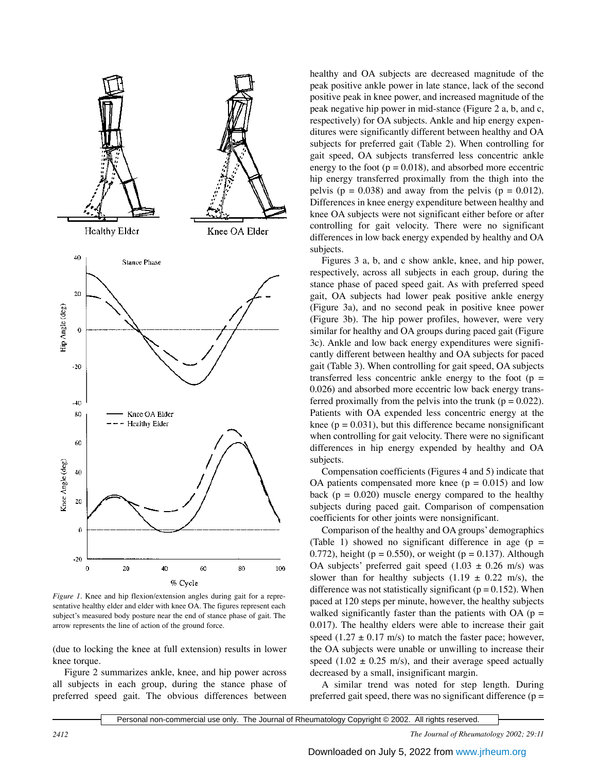*Figure 1*. Knee and hip flexion/extension angles during gait for a representative healthy elder and elder with knee OA. The figures represent each subject's measured body posture near the end of stance phase of gait. The arrow represents the line of action of the ground force.

(due to locking the knee at full extension) results in lower knee torque.

Figure 2 summarizes ankle, knee, and hip power across all subjects in each group, during the stance phase of preferred speed gait. The obvious differences between healthy and OA subjects are decreased magnitude of the peak positive ankle power in late stance, lack of the second positive peak in knee power, and increased magnitude of the peak negative hip power in mid-stance (Figure 2 a, b, and c, respectively) for OA subjects. Ankle and hip energy expenditures were significantly different between healthy and OA subjects for preferred gait (Table 2). When controlling for gait speed, OA subjects transferred less concentric ankle energy to the foot ($p = 0.018$), and absorbed more eccentric hip energy transferred proximally from the thigh into the pelvis ($p = 0.038$) and away from the pelvis ($p = 0.012$). Differences in knee energy expenditure between healthy and knee OA subjects were not significant either before or after controlling for gait velocity. There were no significant differences in low back energy expended by healthy and OA subjects.

Figures 3 a, b, and c show ankle, knee, and hip power, respectively, across all subjects in each group, during the stance phase of paced speed gait. As with preferred speed gait, OA subjects had lower peak positive ankle energy (Figure 3a), and no second peak in positive knee power (Figure 3b). The hip power profiles, however, were very similar for healthy and OA groups during paced gait (Figure 3c). Ankle and low back energy expenditures were significantly different between healthy and OA subjects for paced gait (Table 3). When controlling for gait speed, OA subjects transferred less concentric ankle energy to the foot ($p = 0.026$) and absorbed more eccentric low back energy transferred proximally from the pelvis into the trunk ($p = 0.022$). Patients with OA expended less concentric energy at the knee ($p = 0.031$), but this difference became nonsignificant when controlling for gait velocity. There were no significant differences in hip energy expended by healthy and OA subjects.

Compensation coefficients (Figures 4 and 5) indicate that OA patients compensated more knee ($p = 0.015$) and low back ($p = 0.020$) muscle energy compared to the healthy subjects during paced gait. Comparison of compensation coefficients for other joints were nonsignificant.

Comparison of the healthy and OA groups' demographics (Table 1) showed no significant difference in age ($p = 0.772$), height ($p = 0.550$), or weight ($p = 0.137$). Although OA subjects' preferred gait speed ($1.03 \pm 0.26$ m/s) was slower than for healthy subjects ($1.19 \pm 0.22$ m/s), the difference was not statistically significant ($p = 0.152$). When paced at 120 steps per minute, however, the healthy subjects walked significantly faster than the patients with OA ($p = 0.017$). The healthy elders were able to increase their gait speed ($1.27 \pm 0.17$ m/s) to match the faster pace; however, the OA subjects were unable or unwilling to increase their speed ($1.02 \pm 0.25$ m/s), and their average speed actually decreased by a small, insignificant margin.

A similar trend was noted for step length. During preferred gait speed, there was no significant difference ($p =$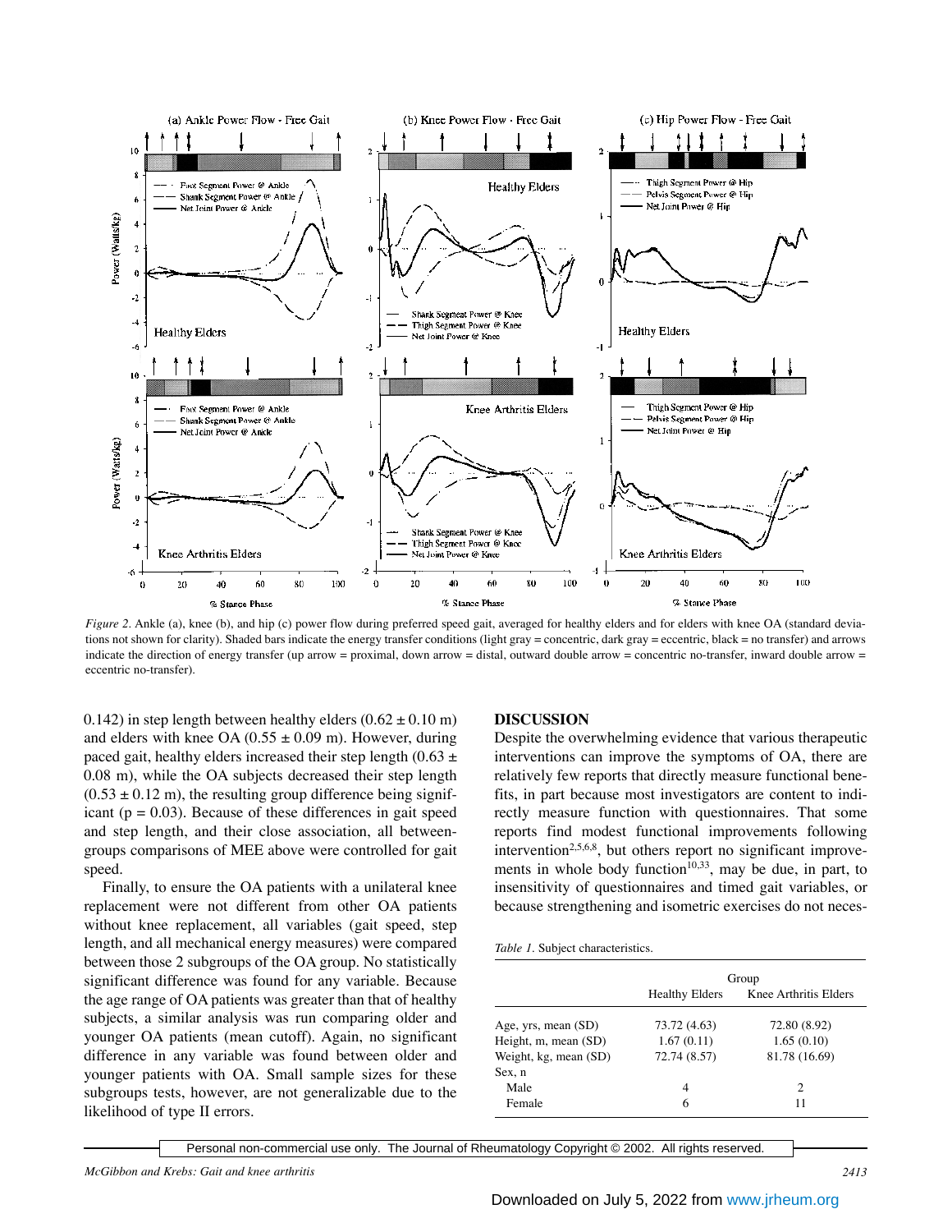*Figure 2.* Ankle (a), knee (b), and hip (c) power flow during preferred speed gait, averaged for healthy elders and for elders with knee OA (standard deviations not shown for clarity). Shaded bars indicate the energy transfer conditions (light gray = concentric, dark gray = eccentric, black = no transfer) and arrows indicate the direction of energy transfer (up arrow = proximal, down arrow = distal, outward double arrow = concentric no-transfer, inward double arrow = eccentric no-transfer).

0.142) in step length between healthy elders (0.62 ± 0.10 m) and elders with knee OA (0.55 ± 0.09 m). However, during paced gait, healthy elders increased their step length (0.63 ± 0.08 m), while the OA subjects decreased their step length (0.53 ± 0.12 m), the resulting group difference being significant (p = 0.03). Because of these differences in gait speed and step length, and their close association, all between-groups comparisons of MEE above were controlled for gait speed.

Finally, to ensure the OA patients with a unilateral knee replacement were not different from other OA patients without knee replacement, all variables (gait speed, step length, and all mechanical energy measures) were compared between those 2 subgroups of the OA group. No statistically significant difference was found for any variable. Because the age range of OA patients was greater than that of healthy subjects, a similar analysis was run comparing older and younger OA patients (mean cutoff). Again, no significant difference in any variable was found between older and younger patients with OA. Small sample sizes for these subgroups tests, however, are not generalizable due to the likelihood of type II errors.

## DISCUSSION

Despite the overwhelming evidence that various therapeutic interventions can improve the symptoms of OA, there are relatively few reports that directly measure functional benefits, in part because most investigators are content to indirectly measure function with questionnaires. That some reports find modest functional improvements following intervention[2,5,6,8], but others report no significant improvements in whole body function[10,33], may be due, in part, to insensitivity of questionnaires and timed gait variables, or because strengthening and isometric exercises do not neces-

*Table 1.* Subject characteristics.

| | Group | |
|---|---|---|
| | Healthy Elders | Knee Arthritis Elders |
| Age, yrs, mean (SD) | 73.72 (4.63) | 72.80 (8.92) |
| Height, m, mean (SD) | 1.67 (0.11) | 1.65 (0.10) |
| Weight, kg, mean (SD) | 72.74 (8.57) | 81.78 (16.69) |
| Sex, n | | |
| Male | 4 | 2 |
| Female | 6 | 11 |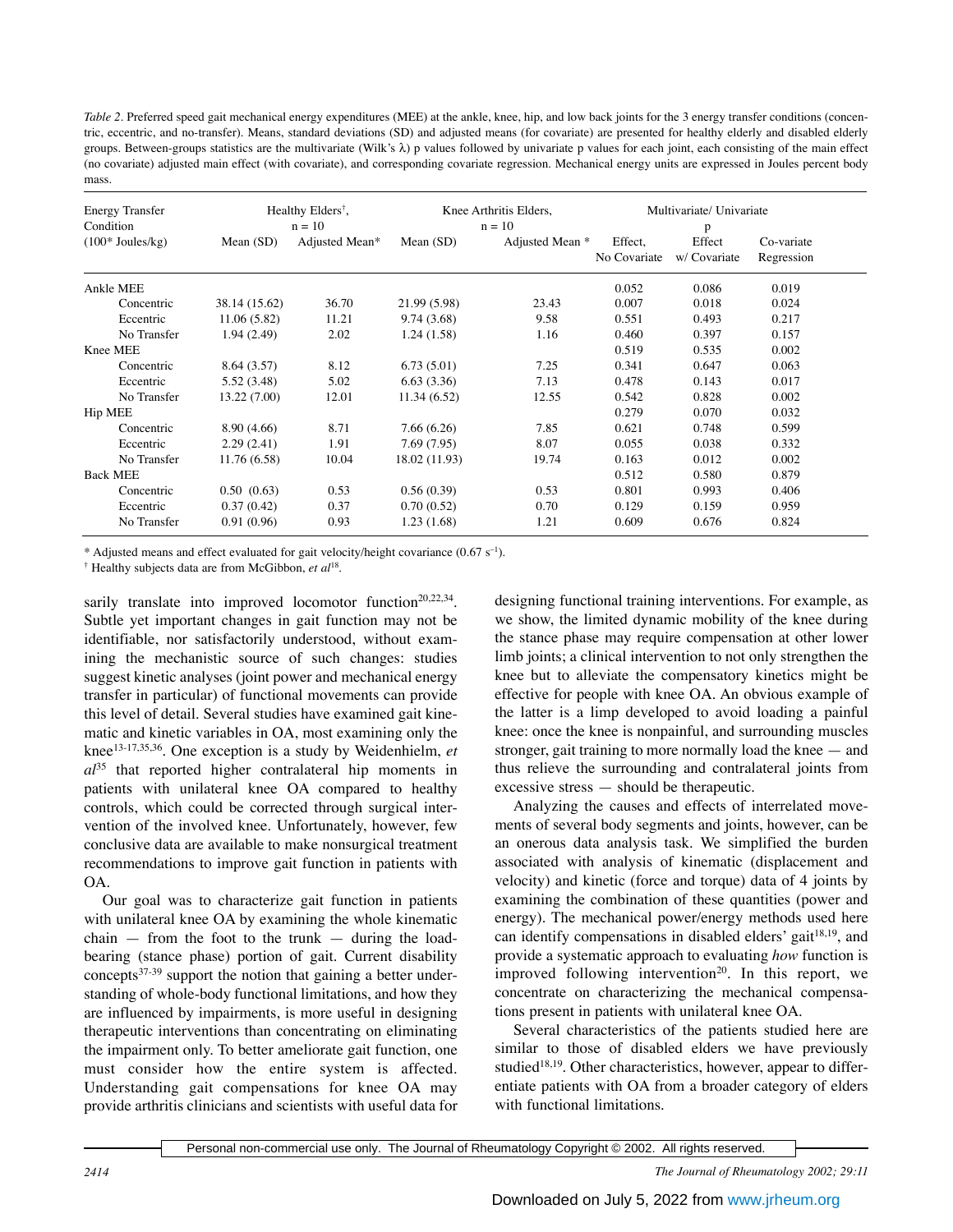*Table 2*. Preferred speed gait mechanical energy expenditures (MEE) at the ankle, knee, hip, and low back joints for the 3 energy transfer conditions (concentric, eccentric, and no-transfer). Means, standard deviations (SD) and adjusted means (for covariate) are presented for healthy elderly and disabled elderly groups. Between-groups statistics are the multivariate (Wilk's λ) p values followed by univariate p values for each joint, each consisting of the main effect (no covariate) adjusted main effect (with covariate), and corresponding covariate regression. Mechanical energy units are expressed in Joules percent body mass.

| Energy Transfer Condition (100* Joules/kg) | Healthy Elders†, n = 10 | | Knee Arthritis Elders, n = 10 | | Multivariate/ Univariate p | | |
|---|---|---|---|---|---|---|---|
| | Mean (SD) | Adjusted Mean* | Mean (SD) | Adjusted Mean * | Effect, No Covariate | Effect w/ Covariate | Co-variate Regression |
| Ankle MEE | | | | | 0.052 | 0.086 | 0.019 |
| Concentric | 38.14 (15.62) | 36.70 | 21.99 (5.98) | 23.43 | 0.007 | 0.018 | 0.024 |
| Eccentric | 11.06 (5.82) | 11.21 | 9.74 (3.68) | 9.58 | 0.551 | 0.493 | 0.217 |
| No Transfer | 1.94 (2.49) | 2.02 | 1.24 (1.58) | 1.16 | 0.460 | 0.397 | 0.157 |
| Knee MEE | | | | | 0.519 | 0.535 | 0.002 |
| Concentric | 8.64 (3.57) | 8.12 | 6.73 (5.01) | 7.25 | 0.341 | 0.647 | 0.063 |
| Eccentric | 5.52 (3.48) | 5.02 | 6.63 (3.36) | 7.13 | 0.478 | 0.143 | 0.017 |
| No Transfer | 13.22 (7.00) | 12.01 | 11.34 (6.52) | 12.55 | 0.542 | 0.828 | 0.002 |
| Hip MEE | | | | | 0.279 | 0.070 | 0.032 |
| Concentric | 8.90 (4.66) | 8.71 | 7.66 (6.26) | 7.85 | 0.621 | 0.748 | 0.599 |
| Eccentric | 2.29 (2.41) | 1.91 | 7.69 (7.95) | 8.07 | 0.055 | 0.038 | 0.332 |
| No Transfer | 11.76 (6.58) | 10.04 | 18.02 (11.93) | 19.74 | 0.163 | 0.012 | 0.002 |
| Back MEE | | | | | 0.512 | 0.580 | 0.879 |
| Concentric | 0.50 (0.63) | 0.53 | 0.56 (0.39) | 0.53 | 0.801 | 0.993 | 0.406 |
| Eccentric | 0.37 (0.42) | 0.37 | 0.70 (0.52) | 0.70 | 0.129 | 0.159 | 0.959 |
| No Transfer | 0.91 (0.96) | 0.93 | 1.23 (1.68) | 1.21 | 0.609 | 0.676 | 0.824 |

\* Adjusted means and effect evaluated for gait velocity/height covariance (0.67 $s^{-1}$).

† Healthy subjects data are from McGibbon, *et al*[18].

sarily translate into improved locomotor function[20,22,34]. Subtle yet important changes in gait function may not be identifiable, nor satisfactorily understood, without examining the mechanistic source of such changes: studies suggest kinetic analyses (joint power and mechanical energy transfer in particular) of functional movements can provide this level of detail. Several studies have examined gait kinematic and kinetic variables in OA, most examining only the knee[13-17,35,36]. One exception is a study by Weidenhielm, *et al*[35] that reported higher contralateral hip moments in patients with unilateral knee OA compared to healthy controls, which could be corrected through surgical intervention of the involved knee. Unfortunately, however, few conclusive data are available to make nonsurgical treatment recommendations to improve gait function in patients with OA.

Our goal was to characterize gait function in patients with unilateral knee OA by examining the whole kinematic chain — from the foot to the trunk — during the load-bearing (stance phase) portion of gait. Current disability concepts[37-39] support the notion that gaining a better understanding of whole-body functional limitations, and how they are influenced by impairments, is more useful in designing therapeutic interventions than concentrating on eliminating the impairment only. To better ameliorate gait function, one must consider how the entire system is affected. Understanding gait compensations for knee OA may provide arthritis clinicians and scientists with useful data for designing functional training interventions. For example, as we show, the limited dynamic mobility of the knee during the stance phase may require compensation at other lower limb joints; a clinical intervention to not only strengthen the knee but to alleviate the compensatory kinetics might be effective for people with knee OA. An obvious example of the latter is a limp developed to avoid loading a painful knee: once the knee is nonpainful, and surrounding muscles stronger, gait training to more normally load the knee — and thus relieve the surrounding and contralateral joints from excessive stress — should be therapeutic.

Analyzing the causes and effects of interrelated movements of several body segments and joints, however, can be an onerous data analysis task. We simplified the burden associated with analysis of kinematic (displacement and velocity) and kinetic (force and torque) data of 4 joints by examining the combination of these quantities (power and energy). The mechanical power/energy methods used here can identify compensations in disabled elders' gait[18,19], and provide a systematic approach to evaluating *how* function is improved following intervention[20]. In this report, we concentrate on characterizing the mechanical compensations present in patients with unilateral knee OA.

Several characteristics of the patients studied here are similar to those of disabled elders we have previously studied[18,19]. Other characteristics, however, appear to differentiate patients with OA from a broader category of elders with functional limitations.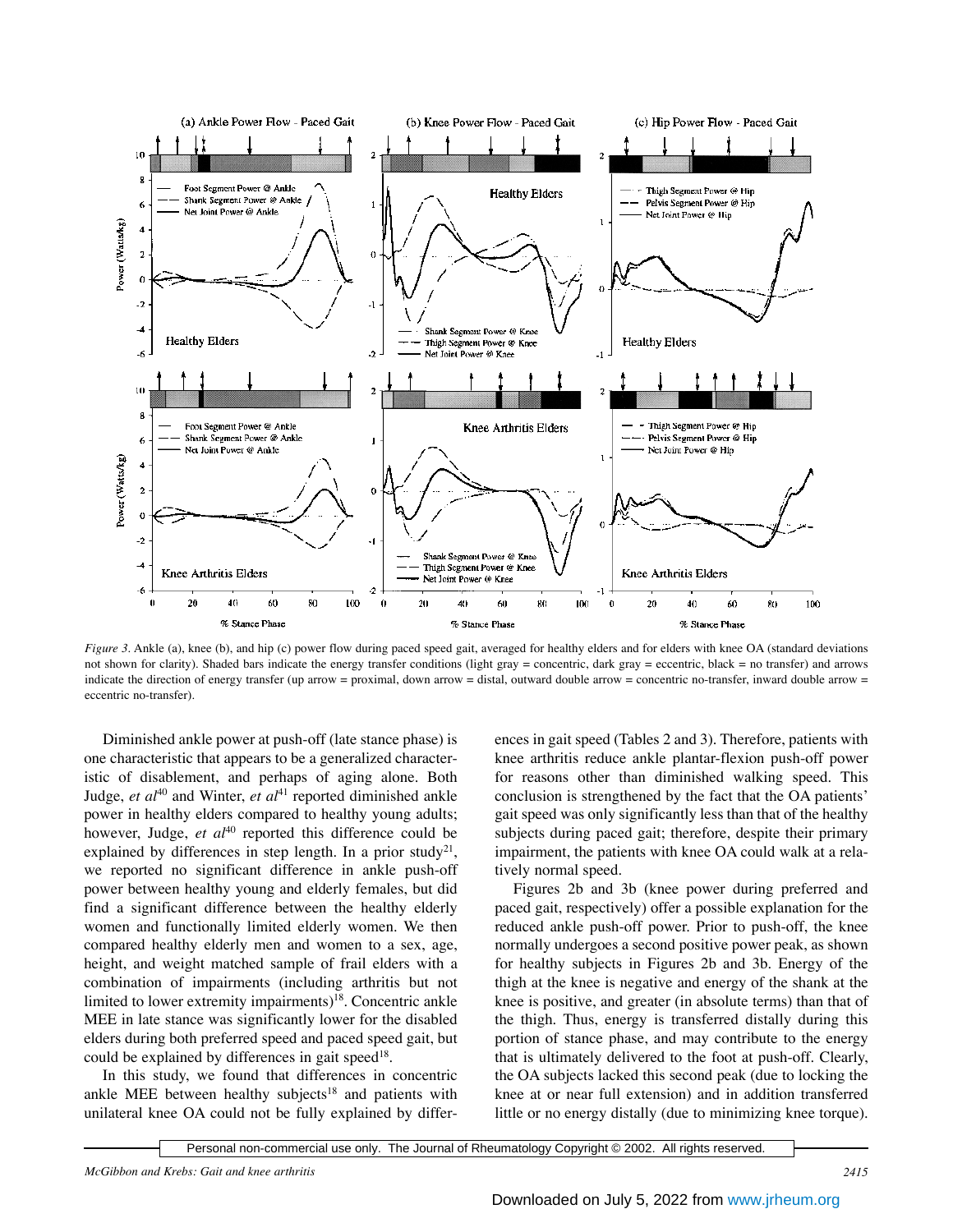*Figure 3*. Ankle (a), knee (b), and hip (c) power flow during paced speed gait, averaged for healthy elders and for elders with knee OA (standard deviations not shown for clarity). Shaded bars indicate the energy transfer conditions (light gray = concentric, dark gray = eccentric, black = no transfer) and arrows indicate the direction of energy transfer (up arrow = proximal, down arrow = distal, outward double arrow = concentric no-transfer, inward double arrow = eccentric no-transfer).

Diminished ankle power at push-off (late stance phase) is one characteristic that appears to be a generalized characteristic of disablement, and perhaps of aging alone. Both Judge, *et al*[40] and Winter, *et al*[41] reported diminished ankle power in healthy elders compared to healthy young adults; however, Judge, *et al*[40] reported this difference could be explained by differences in step length. In a prior study[21], we reported no significant difference in ankle push-off power between healthy young and elderly females, but did find a significant difference between the healthy elderly women and functionally limited elderly women. We then compared healthy elderly men and women to a sex, age, height, and weight matched sample of frail elders with a combination of impairments (including arthritis but not limited to lower extremity impairments)[18]. Concentric ankle MEE in late stance was significantly lower for the disabled elders during both preferred speed and paced speed gait, but could be explained by differences in gait speed[18].

In this study, we found that differences in concentric ankle MEE between healthy subjects[18] and patients with unilateral knee OA could not be fully explained by differences in gait speed (Tables 2 and 3). Therefore, patients with knee arthritis reduce ankle plantar-flexion push-off power for reasons other than diminished walking speed. This conclusion is strengthened by the fact that the OA patients' gait speed was only significantly less than that of the healthy subjects during paced gait; therefore, despite their primary impairment, the patients with knee OA could walk at a relatively normal speed.

Figures 2b and 3b (knee power during preferred and paced gait, respectively) offer a possible explanation for the reduced ankle push-off power. Prior to push-off, the knee normally undergoes a second positive power peak, as shown for healthy subjects in Figures 2b and 3b. Energy of the thigh at the knee is negative and energy of the shank at the knee is positive, and greater (in absolute terms) than that of the thigh. Thus, energy is transferred distally during this portion of stance phase, and may contribute to the energy that is ultimately delivered to the foot at push-off. Clearly, the OA subjects lacked this second peak (due to locking the knee at or near full extension) and in addition transferred little or no energy distally (due to minimizing knee torque).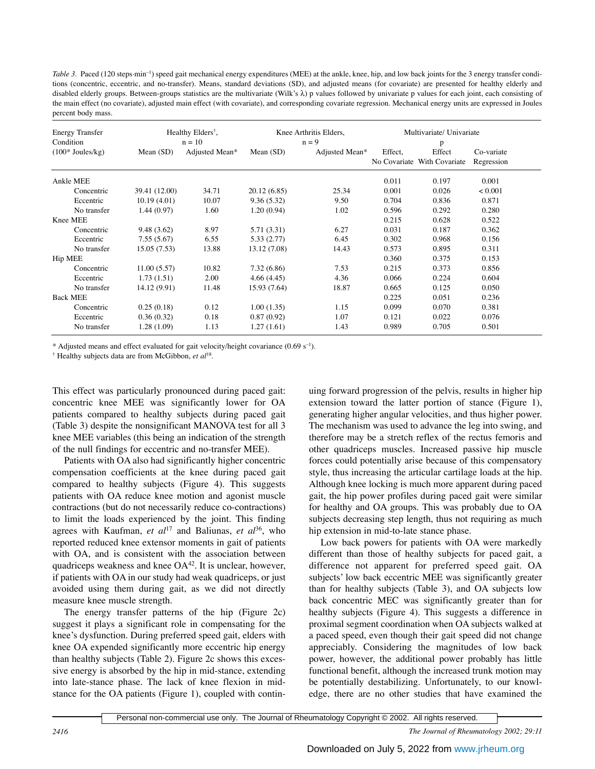*Table 3.* Paced (120 steps·min$^{-1}$) speed gait mechanical energy expenditures (MEE) at the ankle, knee, hip, and low back joints for the 3 energy transfer conditions (concentric, eccentric, and no-transfer). Means, standard deviations (SD), and adjusted means (for covariate) are presented for healthy elderly and disabled elderly groups. Between-groups statistics are the multivariate (Wilk's λ) p values followed by univariate p values for each joint, each consisting of the main effect (no covariate), adjusted main effect (with covariate), and corresponding covariate regression. Mechanical energy units are expressed in Joules percent body mass.

| Energy Transfer Condition (100* Joules/kg) | Healthy Elders†, n = 10 | | Knee Arthritis Elders, n = 9 | | Multivariate/ Univariate p | | |
|---|---|---|---|---|---|---|---|
| | Mean (SD) | Adjusted Mean* | Mean (SD) | Adjusted Mean* | Effect, No Covariate | Effect With Covariate | Co-variate Regression |
| Ankle MEE | | | | | 0.011 | 0.197 | 0.001 |
| Concentric | 39.41 (12.00) | 34.71 | 20.12 (6.85) | 25.34 | 0.001 | 0.026 | < 0.001 |
| Eccentric | 10.19 (4.01) | 10.07 | 9.36 (5.32) | 9.50 | 0.704 | 0.836 | 0.871 |
| No transfer | 1.44 (0.97) | 1.60 | 1.20 (0.94) | 1.02 | 0.596 | 0.292 | 0.280 |
| Knee MEE | | | | | 0.215 | 0.628 | 0.522 |
| Concentric | 9.48 (3.62) | 8.97 | 5.71 (3.31) | 6.27 | 0.031 | 0.187 | 0.362 |
| Eccentric | 7.55 (5.67) | 6.55 | 5.33 (2.77) | 6.45 | 0.302 | 0.968 | 0.156 |
| No transfer | 15.05 (7.53) | 13.88 | 13.12 (7.08) | 14.43 | 0.573 | 0.895 | 0.311 |
| Hip MEE | | | | | 0.360 | 0.375 | 0.153 |
| Concentric | 11.00 (5.57) | 10.82 | 7.32 (6.86) | 7.53 | 0.215 | 0.373 | 0.856 |
| Eccentric | 1.73 (1.51) | 2.00 | 4.66 (4.45) | 4.36 | 0.066 | 0.224 | 0.604 |
| No transfer | 14.12 (9.91) | 11.48 | 15.93 (7.64) | 18.87 | 0.665 | 0.125 | 0.050 |
| Back MEE | | | | | 0.225 | 0.051 | 0.236 |
| Concentric | 0.25 (0.18) | 0.12 | 1.00 (1.35) | 1.15 | 0.099 | 0.070 | 0.381 |
| Eccentric | 0.36 (0.32) | 0.18 | 0.87 (0.92) | 1.07 | 0.121 | 0.022 | 0.076 |
| No transfer | 1.28 (1.09) | 1.13 | 1.27 (1.61) | 1.43 | 0.989 | 0.705 | 0.501 |

\* Adjusted means and effect evaluated for gait velocity/height covariance (0.69 s$^{-1}$).

† Healthy subjects data are from McGibbon, *et al*[18].

This effect was particularly pronounced during paced gait: concentric knee MEE was significantly lower for OA patients compared to healthy subjects during paced gait (Table 3) despite the nonsignificant MANOVA test for all 3 knee MEE variables (this being an indication of the strength of the null findings for eccentric and no-transfer MEE).

Patients with OA also had significantly higher concentric compensation coefficients at the knee during paced gait compared to healthy subjects (Figure 4). This suggests patients with OA reduce knee motion and agonist muscle contractions (but do not necessarily reduce co-contractions) to limit the loads experienced by the joint. This finding agrees with Kaufman, *et al*[17] and Baliunas, *et al*[36], who reported reduced knee extensor moments in gait of patients with OA, and is consistent with the association between quadriceps weakness and knee OA[42]. It is unclear, however, if patients with OA in our study had weak quadriceps, or just avoided using them during gait, as we did not directly measure knee muscle strength.

The energy transfer patterns of the hip (Figure 2c) suggest it plays a significant role in compensating for the knee's dysfunction. During preferred speed gait, elders with knee OA expended significantly more eccentric hip energy than healthy subjects (Table 2). Figure 2c shows this excessive energy is absorbed by the hip in mid-stance, extending into late-stance phase. The lack of knee flexion in mid-stance for the OA patients (Figure 1), coupled with continuing forward progression of the pelvis, results in higher hip extension toward the latter portion of stance (Figure 1), generating higher angular velocities, and thus higher power. The mechanism was used to advance the leg into swing, and therefore may be a stretch reflex of the rectus femoris and other quadriceps muscles. Increased passive hip muscle forces could potentially arise because of this compensatory style, thus increasing the articular cartilage loads at the hip. Although knee locking is much more apparent during paced gait, the hip power profiles during paced gait were similar for healthy and OA groups. This was probably due to OA subjects decreasing step length, thus not requiring as much hip extension in mid-to-late stance phase.

Low back powers for patients with OA were markedly different than those of healthy subjects for paced gait, a difference not apparent for preferred speed gait. OA subjects' low back eccentric MEE was significantly greater than for healthy subjects (Table 3), and OA subjects low back concentric MEC was significantly greater than for healthy subjects (Figure 4). This suggests a difference in proximal segment coordination when OA subjects walked at a paced speed, even though their gait speed did not change appreciably. Considering the magnitudes of low back power, however, the additional power probably has little functional benefit, although the increased trunk motion may be potentially destabilizing. Unfortunately, to our knowledge, there are no other studies that have examined the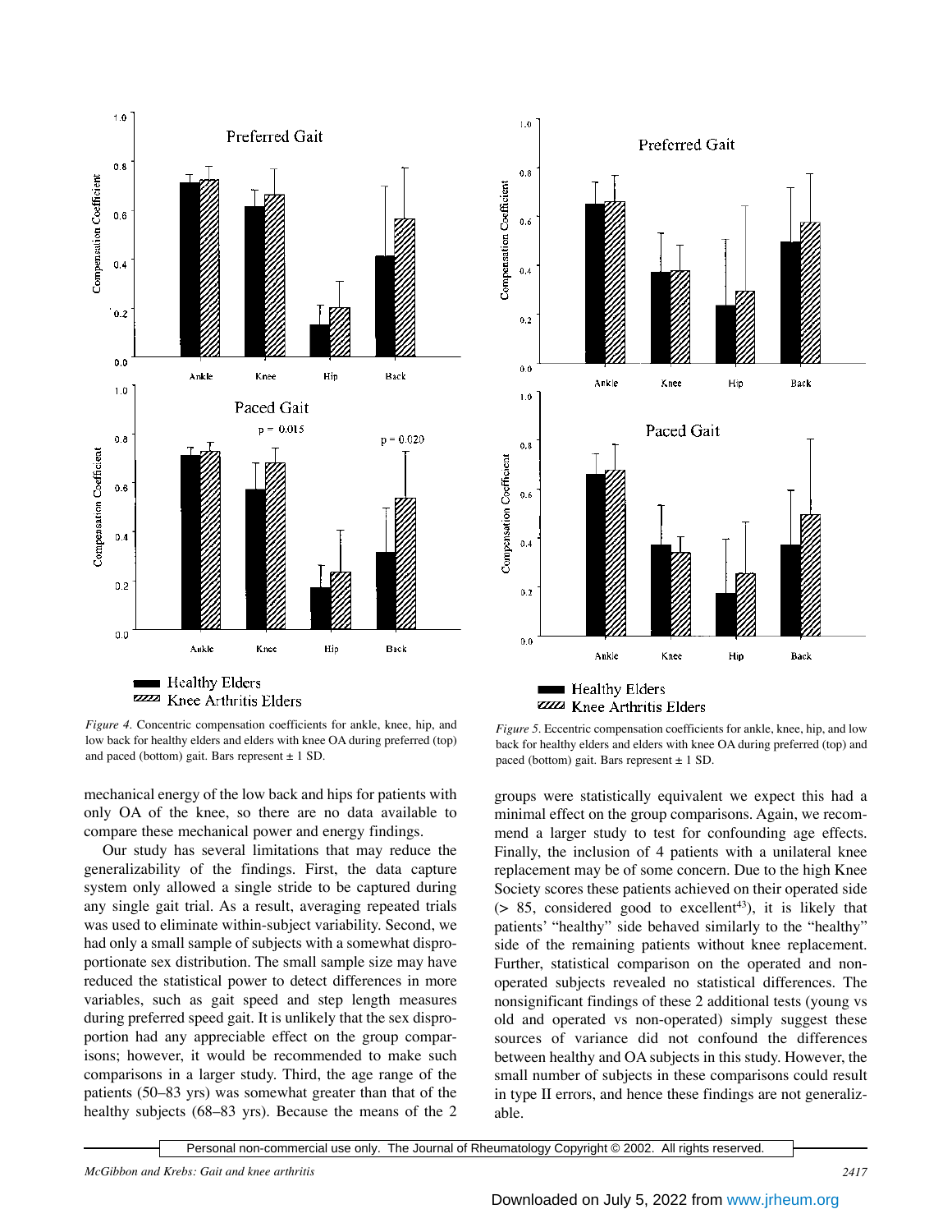*Figure 4.* Concentric compensation coefficients for ankle, knee, hip, and low back for healthy elders and elders with knee OA during preferred (top) and paced (bottom) gait. Bars represent ± 1 SD.

*Figure 5.* Eccentric compensation coefficients for ankle, knee, hip, and low back for healthy elders and elders with knee OA during preferred (top) and paced (bottom) gait. Bars represent ± 1 SD.

mechanical energy of the low back and hips for patients with only OA of the knee, so there are no data available to compare these mechanical power and energy findings.

Our study has several limitations that may reduce the generalizability of the findings. First, the data capture system only allowed a single stride to be captured during any single gait trial. As a result, averaging repeated trials was used to eliminate within-subject variability. Second, we had only a small sample of subjects with a somewhat disproportionate sex distribution. The small sample size may have reduced the statistical power to detect differences in more variables, such as gait speed and step length measures during preferred speed gait. It is unlikely that the sex disproportion had any appreciable effect on the group comparisons; however, it would be recommended to make such comparisons in a larger study. Third, the age range of the patients (50–83 yrs) was somewhat greater than that of the healthy subjects (68–83 yrs). Because the means of the 2 groups were statistically equivalent we expect this had a minimal effect on the group comparisons. Again, we recommend a larger study to test for confounding age effects. Finally, the inclusion of 4 patients with a unilateral knee replacement may be of some concern. Due to the high Knee Society scores these patients achieved on their operated side (> 85, considered good to excellent[43]), it is likely that patients' "healthy" side behaved similarly to the "healthy" side of the remaining patients without knee replacement. Further, statistical comparison on the operated and non-operated subjects revealed no statistical differences. The nonsignificant findings of these 2 additional tests (young vs old and operated vs non-operated) simply suggest these sources of variance did not confound the differences between healthy and OA subjects in this study. However, the small number of subjects in these comparisons could result in type II errors, and hence these findings are not generalizable.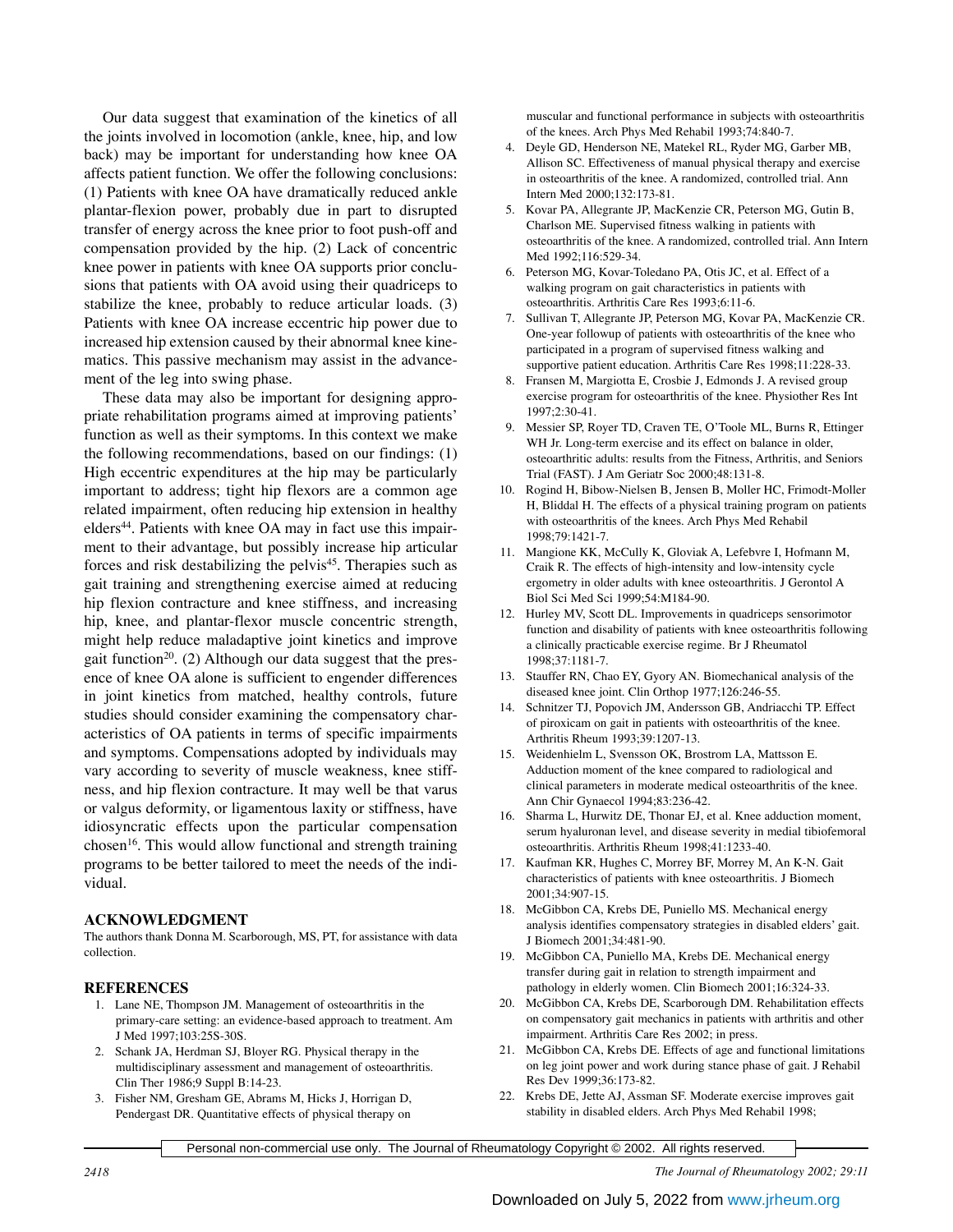Our data suggest that examination of the kinetics of all the joints involved in locomotion (ankle, knee, hip, and low back) may be important for understanding how knee OA affects patient function. We offer the following conclusions: (1) Patients with knee OA have dramatically reduced ankle plantar-flexion power, probably due in part to disrupted transfer of energy across the knee prior to foot push-off and compensation provided by the hip. (2) Lack of concentric knee power in patients with knee OA supports prior conclusions that patients with OA avoid using their quadriceps to stabilize the knee, probably to reduce articular loads. (3) Patients with knee OA increase eccentric hip power due to increased hip extension caused by their abnormal knee kinematics. This passive mechanism may assist in the advancement of the leg into swing phase.

These data may also be important for designing appropriate rehabilitation programs aimed at improving patients' function as well as their symptoms. In this context we make the following recommendations, based on our findings: (1) High eccentric expenditures at the hip may be particularly important to address; tight hip flexors are a common age related impairment, often reducing hip extension in healthy elders[44]. Patients with knee OA may in fact use this impairment to their advantage, but possibly increase hip articular forces and risk destabilizing the pelvis[45]. Therapies such as gait training and strengthening exercise aimed at reducing hip flexion contracture and knee stiffness, and increasing hip, knee, and plantar-flexor muscle concentric strength, might help reduce maladaptive joint kinetics and improve gait function[20]. (2) Although our data suggest that the presence of knee OA alone is sufficient to engender differences in joint kinetics from matched, healthy controls, future studies should consider examining the compensatory characteristics of OA patients in terms of specific impairments and symptoms. Compensations adopted by individuals may vary according to severity of muscle weakness, knee stiffness, and hip flexion contracture. It may well be that varus or valgus deformity, or ligamentous laxity or stiffness, have idiosyncratic effects upon the particular compensation chosen[16]. This would allow functional and strength training programs to be better tailored to meet the needs of the individual.

## ACKNOWLEDGMENT

The authors thank Donna M. Scarborough, MS, PT, for assistance with data collection.

## REFERENCES

1. Lane NE, Thompson JM. Management of osteoarthritis in the primary-care setting: an evidence-based approach to treatment. Am J Med 1997;103:25S-30S.
2. Schank JA, Herdman SJ, Bloyer RG. Physical therapy in the multidisciplinary assessment and management of osteoarthritis. Clin Ther 1986;9 Suppl B:14-23.
3. Fisher NM, Gresham GE, Abrams M, Hicks J, Horrigan D, Pendergast DR. Quantitative effects of physical therapy on muscular and functional performance in subjects with osteoarthritis of the knees. Arch Phys Med Rehabil 1993;74:840-7.
4. Deyle GD, Henderson NE, Matekel RL, Ryder MG, Garber MB, Allison SC. Effectiveness of manual physical therapy and exercise in osteoarthritis of the knee. A randomized, controlled trial. Ann Intern Med 2000;132:173-81.
5. Kovar PA, Allegrante JP, MacKenzie CR, Peterson MG, Gutin B, Charlson ME. Supervised fitness walking in patients with osteoarthritis of the knee. A randomized, controlled trial. Ann Intern Med 1992;116:529-34.
6. Peterson MG, Kovar-Toledano PA, Otis JC, et al. Effect of a walking program on gait characteristics in patients with osteoarthritis. Arthritis Care Res 1993;6:11-6.
7. Sullivan T, Allegrante JP, Peterson MG, Kovar PA, MacKenzie CR. One-year followup of patients with osteoarthritis of the knee who participated in a program of supervised fitness walking and supportive patient education. Arthritis Care Res 1998;11:228-33.
8. Fransen M, Margiotta E, Crosbie J, Edmonds J. A revised group exercise program for osteoarthritis of the knee. Physiother Res Int 1997;2:30-41.
9. Messier SP, Royer TD, Craven TE, O'Toole ML, Burns R, Ettinger WH Jr. Long-term exercise and its effect on balance in older, osteoarthritic adults: results from the Fitness, Arthritis, and Seniors Trial (FAST). J Am Geriatr Soc 2000;48:131-8.
10. Rogind H, Bibow-Nielsen B, Jensen B, Moller HC, Frimodt-Moller H, Bliddal H. The effects of a physical training program on patients with osteoarthritis of the knees. Arch Phys Med Rehabil 1998;79:1421-7.
11. Mangione KK, McCully K, Gloviak A, Lefebvre I, Hofmann M, Craik R. The effects of high-intensity and low-intensity cycle ergometry in older adults with knee osteoarthritis. J Gerontol A Biol Sci Med Sci 1999;54:M184-90.
12. Hurley MV, Scott DL. Improvements in quadriceps sensorimotor function and disability of patients with knee osteoarthritis following a clinically practicable exercise regime. Br J Rheumatol 1998;37:1181-7.
13. Stauffer RN, Chao EY, Gyory AN. Biomechanical analysis of the diseased knee joint. Clin Orthop 1977;126:246-55.
14. Schnitzer TJ, Popovich JM, Andersson GB, Andriacchi TP. Effect of piroxicam on gait in patients with osteoarthritis of the knee. Arthritis Rheum 1993;39:1207-13.
15. Weidenhielm L, Svensson OK, Brostrom LA, Mattsson E. Adduction moment of the knee compared to radiological and clinical parameters in moderate medical osteoarthritis of the knee. Ann Chir Gynaecol 1994;83:236-42.
16. Sharma L, Hurwitz DE, Thonar EJ, et al. Knee adduction moment, serum hyaluronan level, and disease severity in medial tibiofemoral osteoarthritis. Arthritis Rheum 1998;41:1233-40.
17. Kaufman KR, Hughes C, Morrey BF, Morrey M, An K-N. Gait characteristics of patients with knee osteoarthritis. J Biomech 2001;34:907-15.
18. McGibbon CA, Krebs DE, Puniello MS. Mechanical energy analysis identifies compensatory strategies in disabled elders' gait. J Biomech 2001;34:481-90.
19. McGibbon CA, Puniello MA, Krebs DE. Mechanical energy transfer during gait in relation to strength impairment and pathology in elderly women. Clin Biomech 2001;16:324-33.
20. McGibbon CA, Krebs DE, Scarborough DM. Rehabilitation effects on compensatory gait mechanics in patients with arthritis and other impairment. Arthritis Care Res 2002; in press.
21. McGibbon CA, Krebs DE. Effects of age and functional limitations on leg joint power and work during stance phase of gait. J Rehabil Res Dev 1999;36:173-82.
22. Krebs DE, Jette AJ, Assman SF. Moderate exercise improves gait stability in disabled elders. Arch Phys Med Rehabil 1998;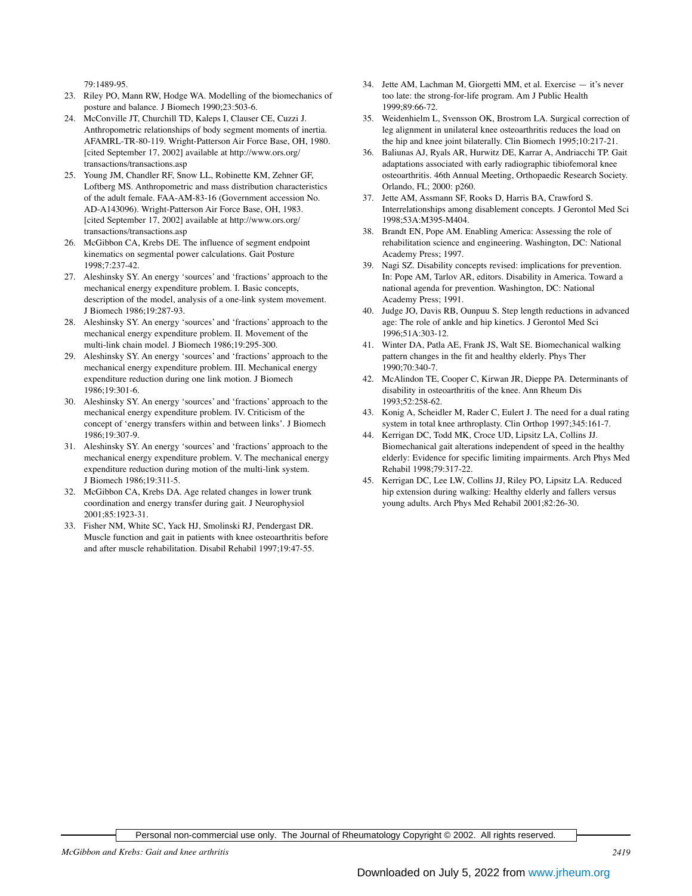79:1489-95.

23. Riley PO, Mann RW, Hodge WA. Modelling of the biomechanics of posture and balance. J Biomech 1990;23:503-6.
24. McConville JT, Churchill TD, Kaleps I, Clauser CE, Cuzzi J. Anthropometric relationships of body segment moments of inertia. AFAMRL-TR-80-119. Wright-Patterson Air Force Base, OH, 1980. [cited September 17, 2002] available at http://www.ors.org/transactions/transactions.asp
25. Young JM, Chandler RF, Snow LL, Robinette KM, Zehner GF, Loftberg MS. Anthropometric and mass distribution characteristics of the adult female. FAA-AM-83-16 (Government accession No. AD-A143096). Wright-Patterson Air Force Base, OH, 1983. [cited September 17, 2002] available at http://www.ors.org/transactions/transactions.asp
26. McGibbon CA, Krebs DE. The influence of segment endpoint kinematics on segmental power calculations. Gait Posture 1998;7:237-42.
27. Aleshinsky SY. An energy 'sources' and 'fractions' approach to the mechanical energy expenditure problem. I. Basic concepts, description of the model, analysis of a one-link system movement. J Biomech 1986;19:287-93.
28. Aleshinsky SY. An energy 'sources' and 'fractions' approach to the mechanical energy expenditure problem. II. Movement of the multi-link chain model. J Biomech 1986;19:295-300.
29. Aleshinsky SY. An energy 'sources' and 'fractions' approach to the mechanical energy expenditure problem. III. Mechanical energy expenditure reduction during one link motion. J Biomech 1986;19:301-6.
30. Aleshinsky SY. An energy 'sources' and 'fractions' approach to the mechanical energy expenditure problem. IV. Criticism of the concept of 'energy transfers within and between links'. J Biomech 1986;19:307-9.
31. Aleshinsky SY. An energy 'sources' and 'fractions' approach to the mechanical energy expenditure problem. V. The mechanical energy expenditure reduction during motion of the multi-link system. J Biomech 1986;19:311-5.
32. McGibbon CA, Krebs DA. Age related changes in lower trunk coordination and energy transfer during gait. J Neurophysiol 2001;85:1923-31.
33. Fisher NM, White SC, Yack HJ, Smolinski RJ, Pendergast DR. Muscle function and gait in patients with knee osteoarthritis before and after muscle rehabilitation. Disabil Rehabil 1997;19:47-55.
34. Jette AM, Lachman M, Giorgetti MM, et al. Exercise — it's never too late: the strong-for-life program. Am J Public Health 1999;89:66-72.
35. Weidenhielm L, Svensson OK, Brostrom LA. Surgical correction of leg alignment in unilateral knee osteoarthritis reduces the load on the hip and knee joint bilaterally. Clin Biomech 1995;10:217-21.
36. Baliunas AJ, Ryals AR, Hurwitz DE, Karrar A, Andriacchi TP. Gait adaptations associated with early radiographic tibiofemoral knee osteoarthritis. 46th Annual Meeting, Orthopaedic Research Society. Orlando, FL; 2000: p260.
37. Jette AM, Assmann SF, Rooks D, Harris BA, Crawford S. Interrelationships among disablement concepts. J Gerontol Med Sci 1998;53A:M395-M404.
38. Brandt EN, Pope AM. Enabling America: Assessing the role of rehabilitation science and engineering. Washington, DC: National Academy Press; 1997.
39. Nagi SZ. Disability concepts revised: implications for prevention. In: Pope AM, Tarlov AR, editors. Disability in America. Toward a national agenda for prevention. Washington, DC: National Academy Press; 1991.
40. Judge JO, Davis RB, Ounpuu S. Step length reductions in advanced age: The role of ankle and hip kinetics. J Gerontol Med Sci 1996;51A:303-12.
41. Winter DA, Patla AE, Frank JS, Walt SE. Biomechanical walking pattern changes in the fit and healthy elderly. Phys Ther 1990;70:340-7.
42. McAlindon TE, Cooper C, Kirwan JR, Dieppe PA. Determinants of disability in osteoarthritis of the knee. Ann Rheum Dis 1993;52:258-62.
43. Konig A, Scheidler M, Rader C, Eulert J. The need for a dual rating system in total knee arthroplasty. Clin Orthop 1997;345:161-7.
44. Kerrigan DC, Todd MK, Croce UD, Lipsitz LA, Collins JJ. Biomechanical gait alterations independent of speed in the healthy elderly: Evidence for specific limiting impairments. Arch Phys Med Rehabil 1998;79:317-22.
45. Kerrigan DC, Lee LW, Collins JJ, Riley PO, Lipsitz LA. Reduced hip extension during walking: Healthy elderly and fallers versus young adults. Arch Phys Med Rehabil 2001;82:26-30.